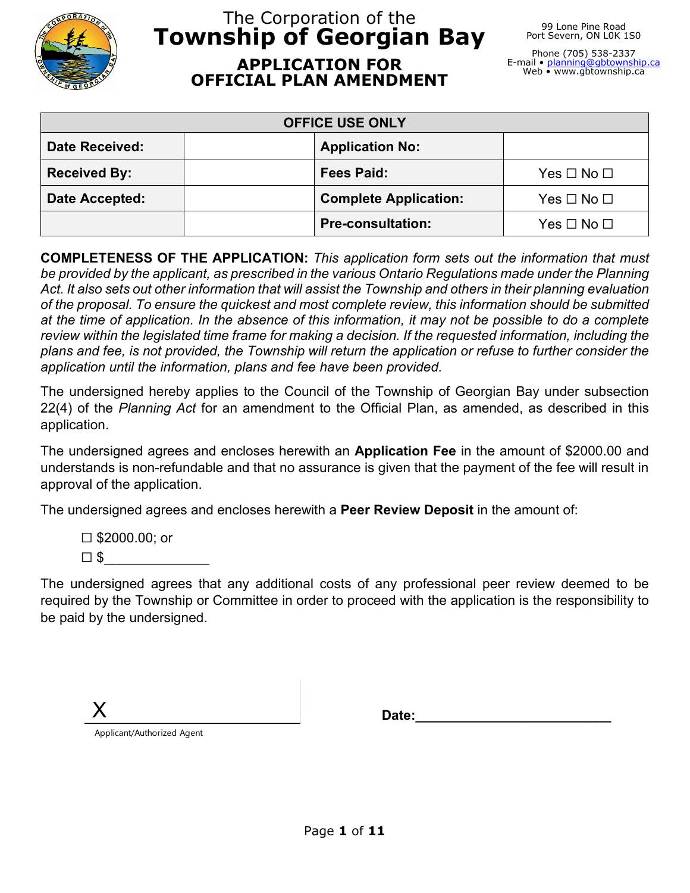The Corporation of the

# Township of Georgian Bay

## APPLICATION FOR OFFICIAL PLAN AMENDMENT

99 Lone Pine Road
Port Severn, ON L0K 1S0

Phone (705) 538-2337
E-mail • planning@gbtownship.ca
Web • www.gbtownship.ca

| OFFICE USE ONLY | | | |
|---|---|---|---|
| **Date Received:** | | **Application No:** | |
| **Received By:** | | **Fees Paid:** | Yes ☐ No ☐ |
| **Date Accepted:** | | **Complete Application:** | Yes ☐ No ☐ |
| | | **Pre-consultation:** | Yes ☐ No ☐ |

**COMPLETENESS OF THE APPLICATION:** *This application form sets out the information that must be provided by the applicant, as prescribed in the various Ontario Regulations made under the Planning Act. It also sets out other information that will assist the Township and others in their planning evaluation of the proposal. To ensure the quickest and most complete review, this information should be submitted at the time of application. In the absence of this information, it may not be possible to do a complete review within the legislated time frame for making a decision. If the requested information, including the plans and fee, is not provided, the Township will return the application or refuse to further consider the application until the information, plans and fee have been provided.*

The undersigned hereby applies to the Council of the Township of Georgian Bay under subsection 22(4) of the *Planning Act* for an amendment to the Official Plan, as amended, as described in this application.

The undersigned agrees and encloses herewith an **Application Fee** in the amount of $2000.00 and understands is non-refundable and that no assurance is given that the payment of the fee will result in approval of the application.

The undersigned agrees and encloses herewith a **Peer Review Deposit** in the amount of:

☐ $2000.00; or
☐ $______________

The undersigned agrees that any additional costs of any professional peer review deemed to be required by the Township or Committee in order to proceed with the application is the responsibility to be paid by the undersigned.

X ______________________________
Applicant/Authorized Agent

**Date:**__________________________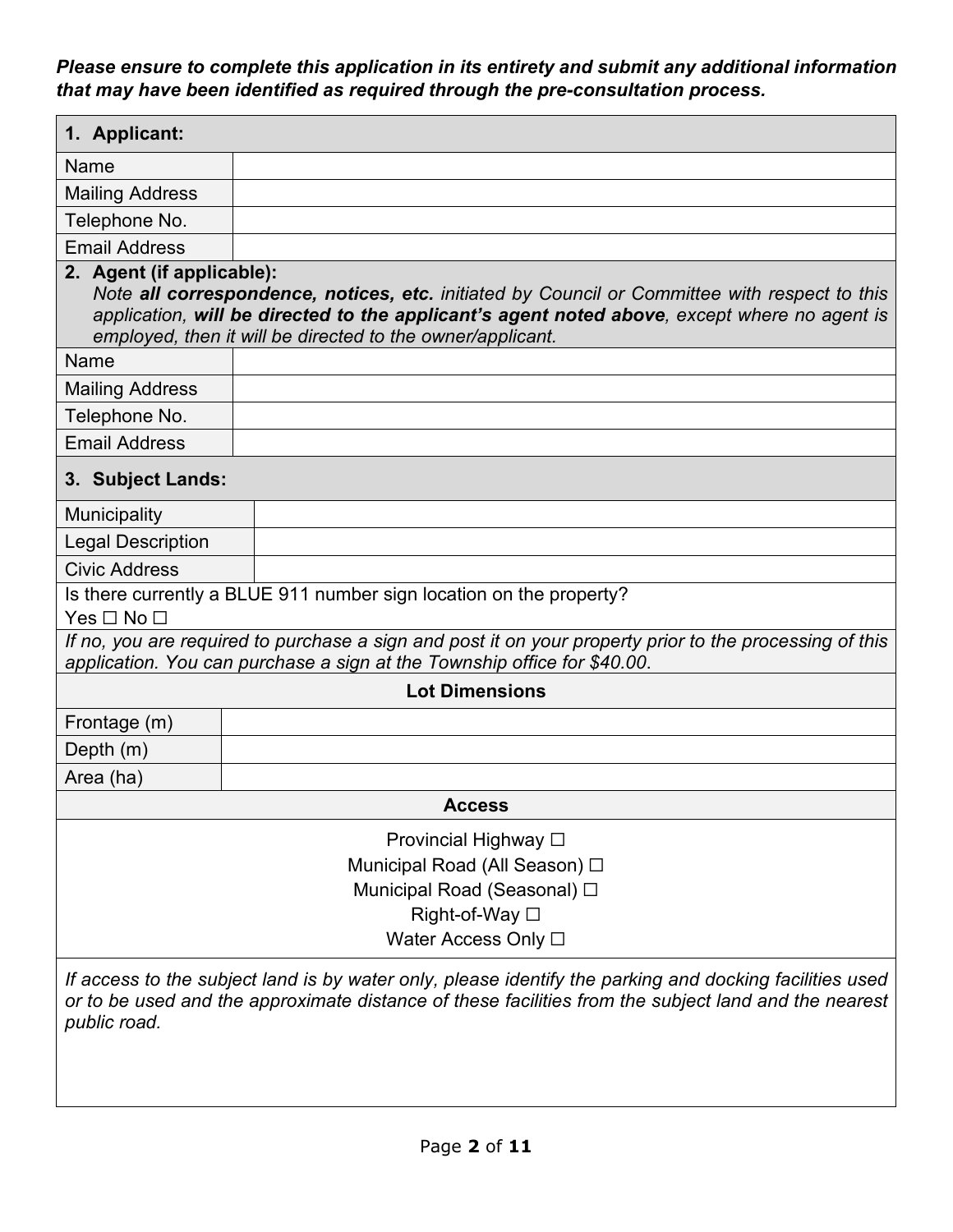***Please ensure to complete this application in its entirety and submit any additional information that may have been identified as required through the pre-consultation process.***

| **1. Applicant:** | |
|---|---|
| Name | |
| Mailing Address | |
| Telephone No. | |
| Email Address | |

| **2. Agent (if applicable):** *Note **all correspondence, notices, etc.** initiated by Council or Committee with respect to this application, **will be directed to the applicant's agent noted above**, except where no agent is employed, then it will be directed to the owner/applicant.* | |
|---|---|
| Name | |
| Mailing Address | |
| Telephone No. | |
| Email Address | |

| **3. Subject Lands:** | |
|---|---|
| Municipality | |
| Legal Description | |
| Civic Address | |

Is there currently a BLUE 911 number sign location on the property?
Yes ☐ No ☐

*If no, you are required to purchase a sign and post it on your property prior to the processing of this application. You can purchase a sign at the Township office for $40.00*.

**Lot Dimensions**

| Frontage (m) | |
|---|---|
| Depth (m) | |
| Area (ha) | |

**Access**

Provincial Highway ☐
Municipal Road (All Season) ☐
Municipal Road (Seasonal) ☐
Right-of-Way ☐
Water Access Only ☐

*If access to the subject land is by water only, please identify the parking and docking facilities used or to be used and the approximate distance of these facilities from the subject land and the nearest public road.*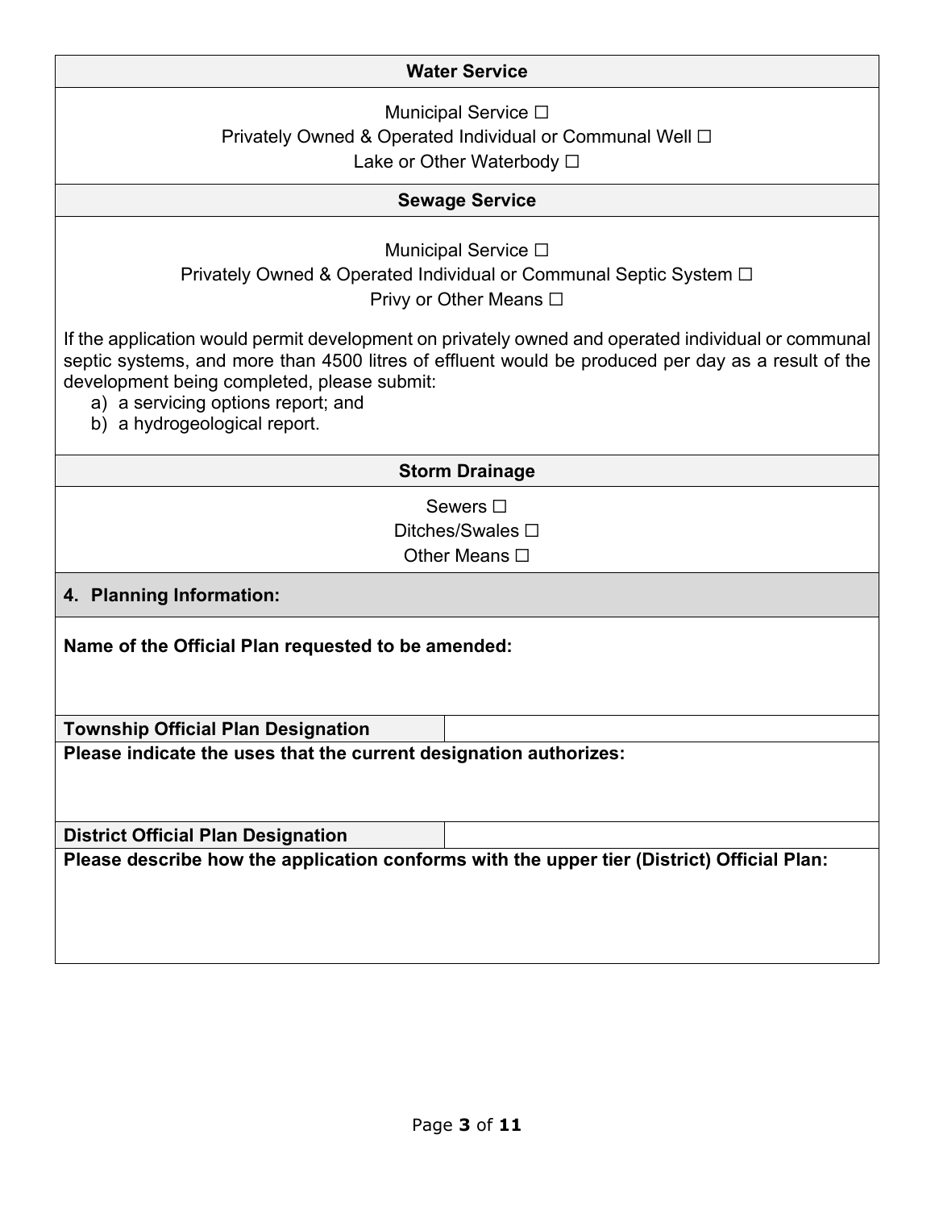**Water Service**

Municipal Service ☐
Privately Owned & Operated Individual or Communal Well ☐
Lake or Other Waterbody ☐

**Sewage Service**

Municipal Service ☐
Privately Owned & Operated Individual or Communal Septic System ☐
Privy or Other Means ☐

If the application would permit development on privately owned and operated individual or communal septic systems, and more than 4500 litres of effluent would be produced per day as a result of the development being completed, please submit:

a) a servicing options report; and
b) a hydrogeological report.

**Storm Drainage**

Sewers ☐
Ditches/Swales ☐
Other Means ☐

## 4. Planning Information:

**Name of the Official Plan requested to be amended:**

| **Township Official Plan Designation** | |
|---|---|

**Please indicate the uses that the current designation authorizes:**

| **District Official Plan Designation** | |
|---|---|

**Please describe how the application conforms with the upper tier (District) Official Plan:**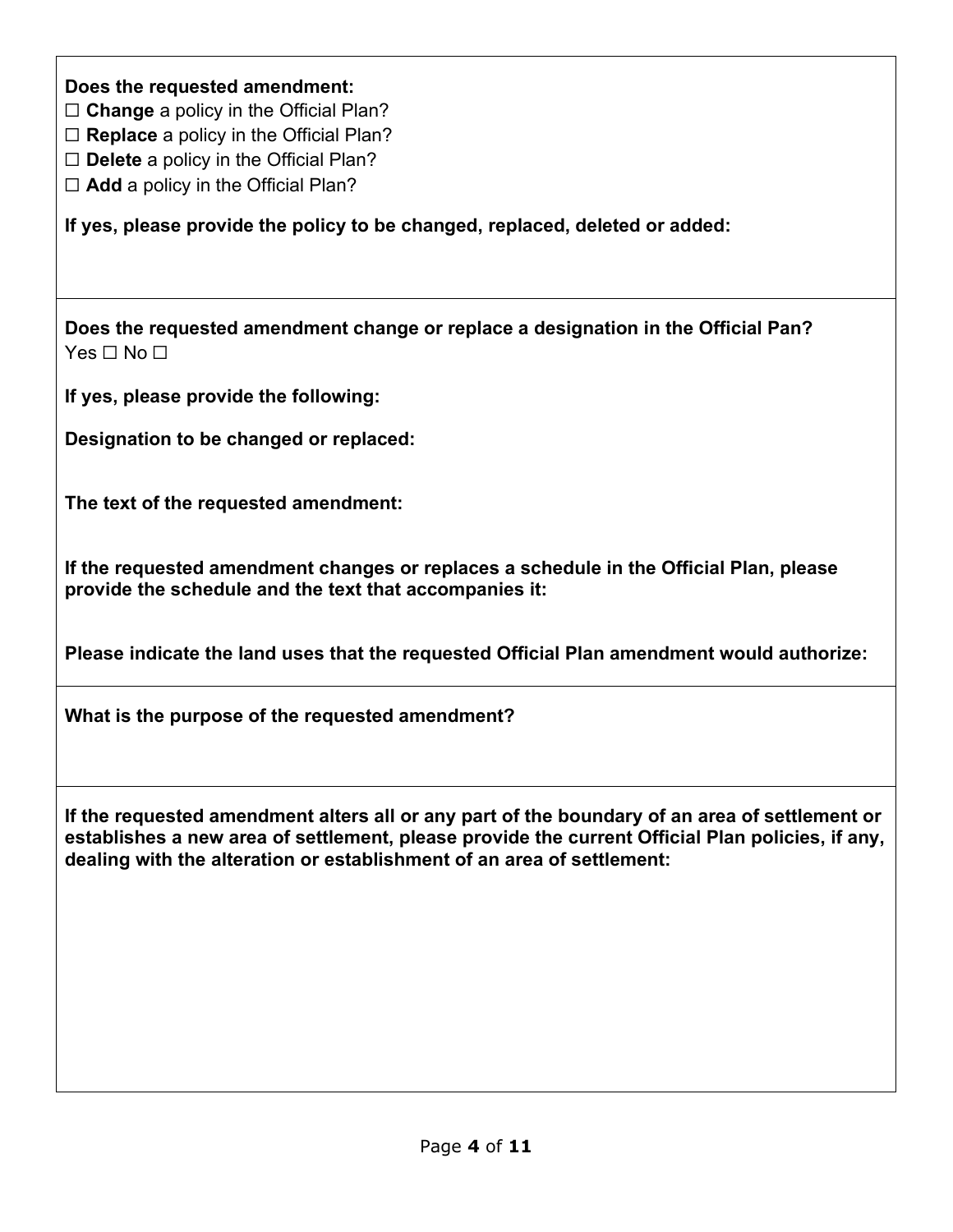**Does the requested amendment:**

☐ **Change** a policy in the Official Plan?

☐ **Replace** a policy in the Official Plan?

☐ **Delete** a policy in the Official Plan?

☐ **Add** a policy in the Official Plan?

**If yes, please provide the policy to be changed, replaced, deleted or added:**

---

**Does the requested amendment change or replace a designation in the Official Pan?**

Yes ☐ No ☐

**If yes, please provide the following:**

**Designation to be changed or replaced:**

**The text of the requested amendment:**

**If the requested amendment changes or replaces a schedule in the Official Plan, please provide the schedule and the text that accompanies it:**

**Please indicate the land uses that the requested Official Plan amendment would authorize:**

---

**What is the purpose of the requested amendment?**

---

**If the requested amendment alters all or any part of the boundary of an area of settlement or establishes a new area of settlement, please provide the current Official Plan policies, if any, dealing with the alteration or establishment of an area of settlement:**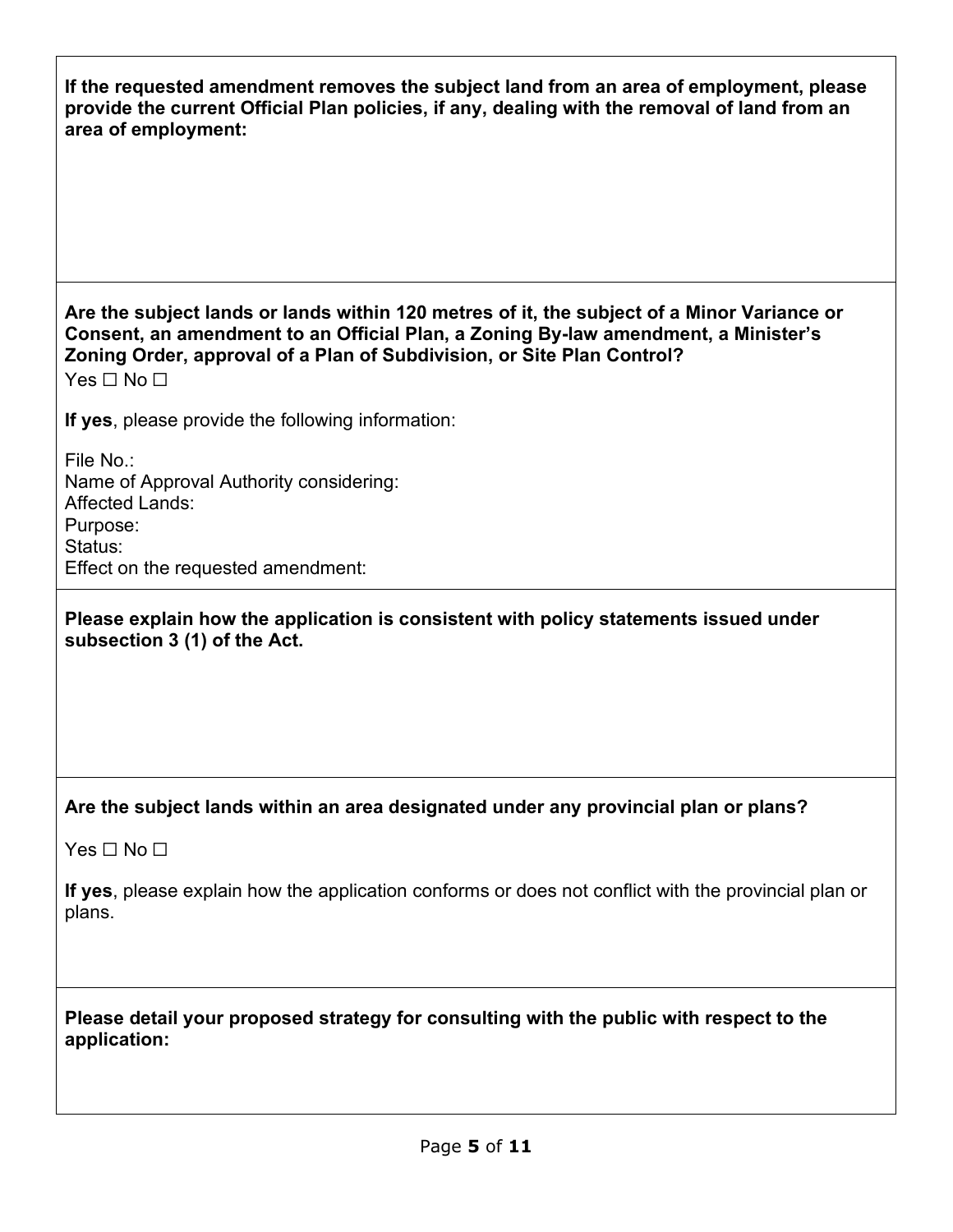**If the requested amendment removes the subject land from an area of employment, please provide the current Official Plan policies, if any, dealing with the removal of land from an area of employment:**

**Are the subject lands or lands within 120 metres of it, the subject of a Minor Variance or Consent, an amendment to an Official Plan, a Zoning By-law amendment, a Minister's Zoning Order, approval of a Plan of Subdivision, or Site Plan Control?**

Yes ☐ No ☐

**If yes**, please provide the following information:

File No.:
Name of Approval Authority considering:
Affected Lands:
Purpose:
Status:
Effect on the requested amendment:

**Please explain how the application is consistent with policy statements issued under subsection 3 (1) of the Act.**

**Are the subject lands within an area designated under any provincial plan or plans?**

Yes ☐ No ☐

**If yes**, please explain how the application conforms or does not conflict with the provincial plan or plans.

**Please detail your proposed strategy for consulting with the public with respect to the application:**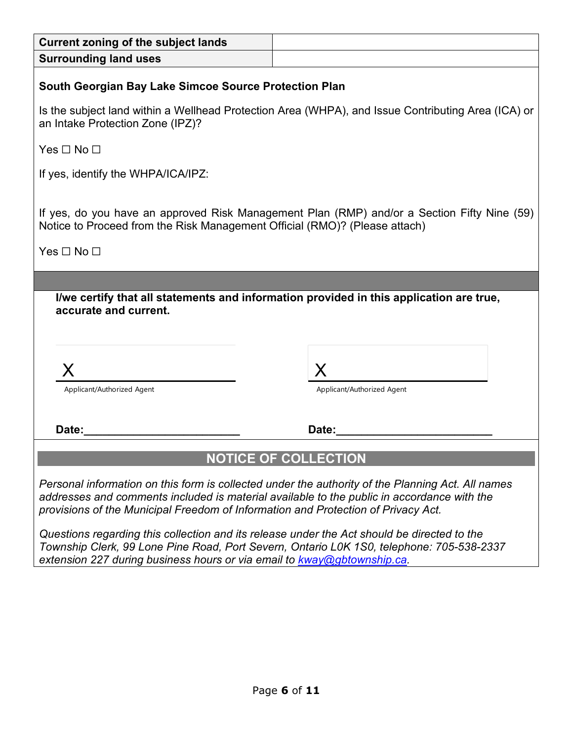| Current zoning of the subject lands | |
|---|---|
| Surrounding land uses | |

**South Georgian Bay Lake Simcoe Source Protection Plan**

Is the subject land within a Wellhead Protection Area (WHPA), and Issue Contributing Area (ICA) or an Intake Protection Zone (IPZ)?

Yes ☐ No ☐

If yes, identify the WHPA/ICA/IPZ:

If yes, do you have an approved Risk Management Plan (RMP) and/or a Section Fifty Nine (59) Notice to Proceed from the Risk Management Official (RMO)? (Please attach)

Yes ☐ No ☐

**I/we certify that all statements and information provided in this application are true, accurate and current.**

X ______________________
Applicant/Authorized Agent

X ______________________
Applicant/Authorized Agent

**Date:**______________________

**Date:**______________________

## NOTICE OF COLLECTION

*Personal information on this form is collected under the authority of the Planning Act. All names addresses and comments included is material available to the public in accordance with the provisions of the Municipal Freedom of Information and Protection of Privacy Act.*

*Questions regarding this collection and its release under the Act should be directed to the Township Clerk, 99 Lone Pine Road, Port Severn, Ontario L0K 1S0, telephone: 705-538-2337 extension 227 during business hours or via email to [kway@gbtownship.ca](mailto:kway@gbtownship.ca).*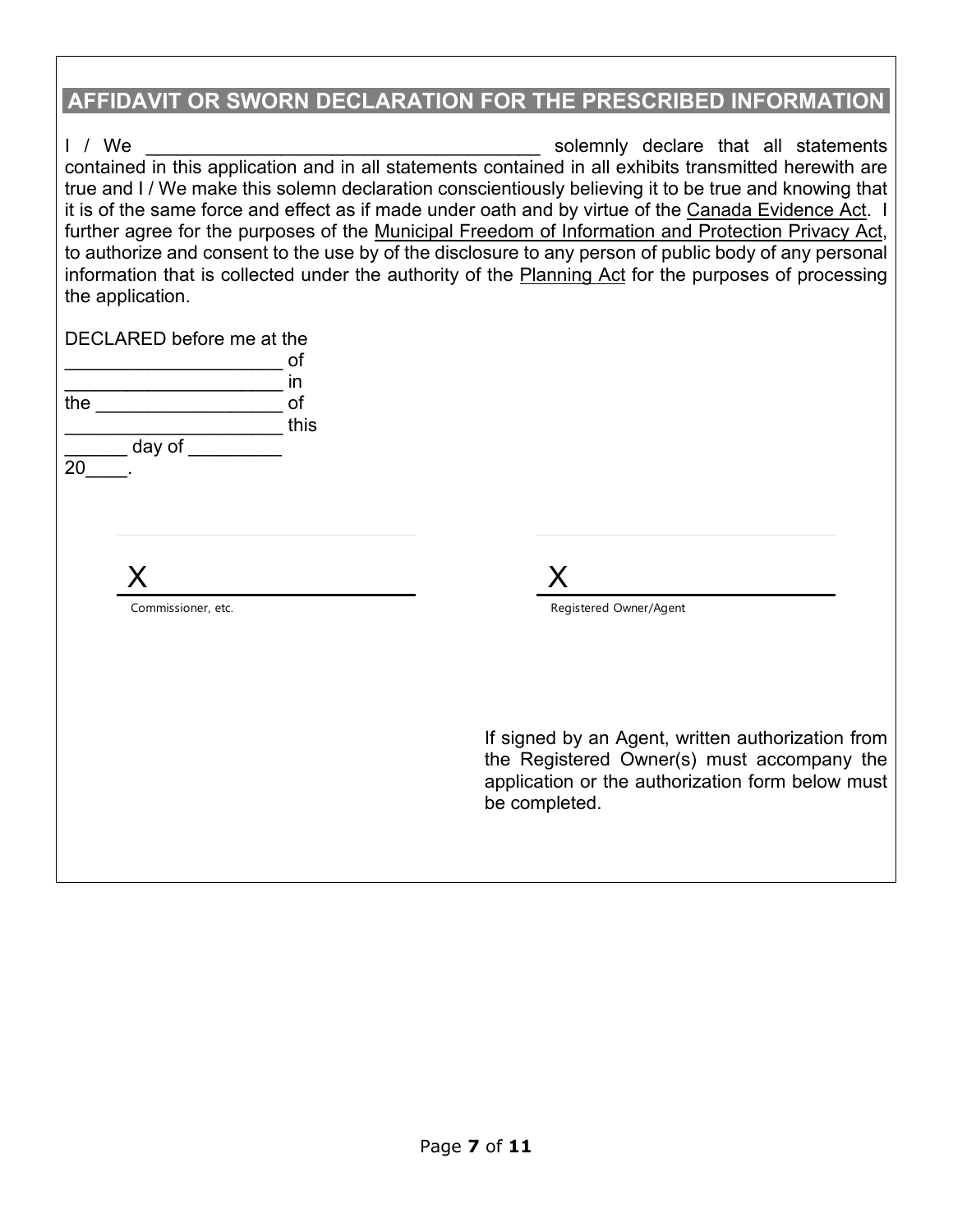## AFFIDAVIT OR SWORN DECLARATION FOR THE PRESCRIBED INFORMATION

I / We ______________________________________ solemnly declare that all statements contained in this application and in all statements contained in all exhibits transmitted herewith are true and I / We make this solemn declaration conscientiously believing it to be true and knowing that it is of the same force and effect as if made under oath and by virtue of the Canada Evidence Act. I further agree for the purposes of the Municipal Freedom of Information and Protection Privacy Act, to authorize and consent to the use by of the disclosure to any person of public body of any personal information that is collected under the authority of the Planning Act for the purposes of processing the application.

DECLARED before me at the
____________________ of
____________________ in
the _________________ of
____________________ this
______ day of _________
20____.

X ____________________
Commissioner, etc.

X ____________________
Registered Owner/Agent

If signed by an Agent, written authorization from the Registered Owner(s) must accompany the application or the authorization form below must be completed.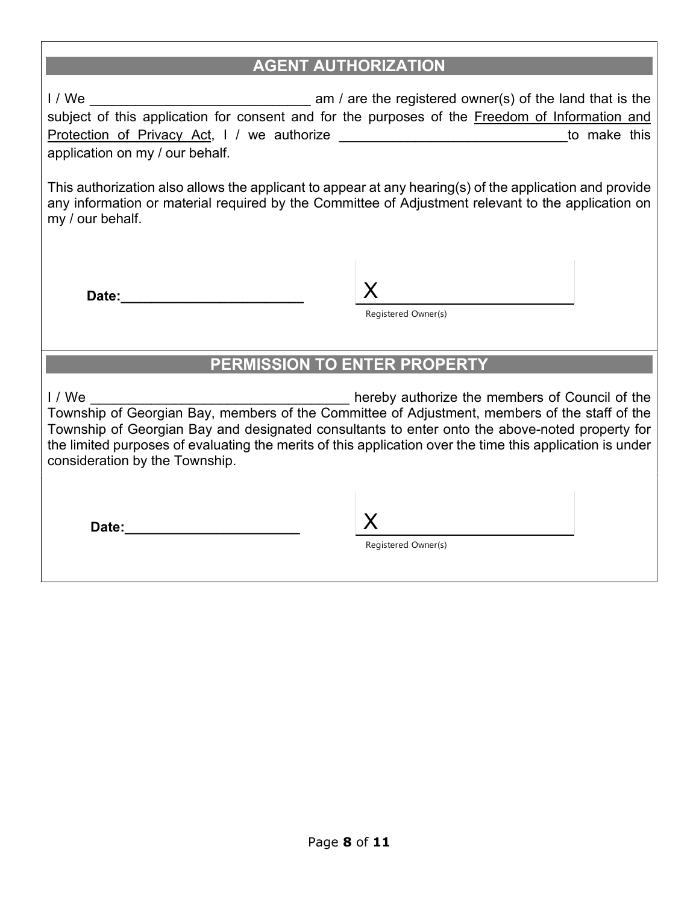## AGENT AUTHORIZATION

I / We _____________________________ am / are the registered owner(s) of the land that is the subject of this application for consent and for the purposes of the Freedom of Information and Protection of Privacy Act, I / we authorize ______________________________to make this application on my / our behalf.

This authorization also allows the applicant to appear at any hearing(s) of the application and provide any information or material required by the Committee of Adjustment relevant to the application on my / our behalf.

**Date:________________________**

X ________________________

Registered Owner(s)

## PERMISSION TO ENTER PROPERTY

I / We __________________________________ hereby authorize the members of Council of the Township of Georgian Bay, members of the Committee of Adjustment, members of the staff of the Township of Georgian Bay and designated consultants to enter onto the above-noted property for the limited purposes of evaluating the merits of this application over the time this application is under consideration by the Township.

**Date:______________________**

X ________________________

Registered Owner(s)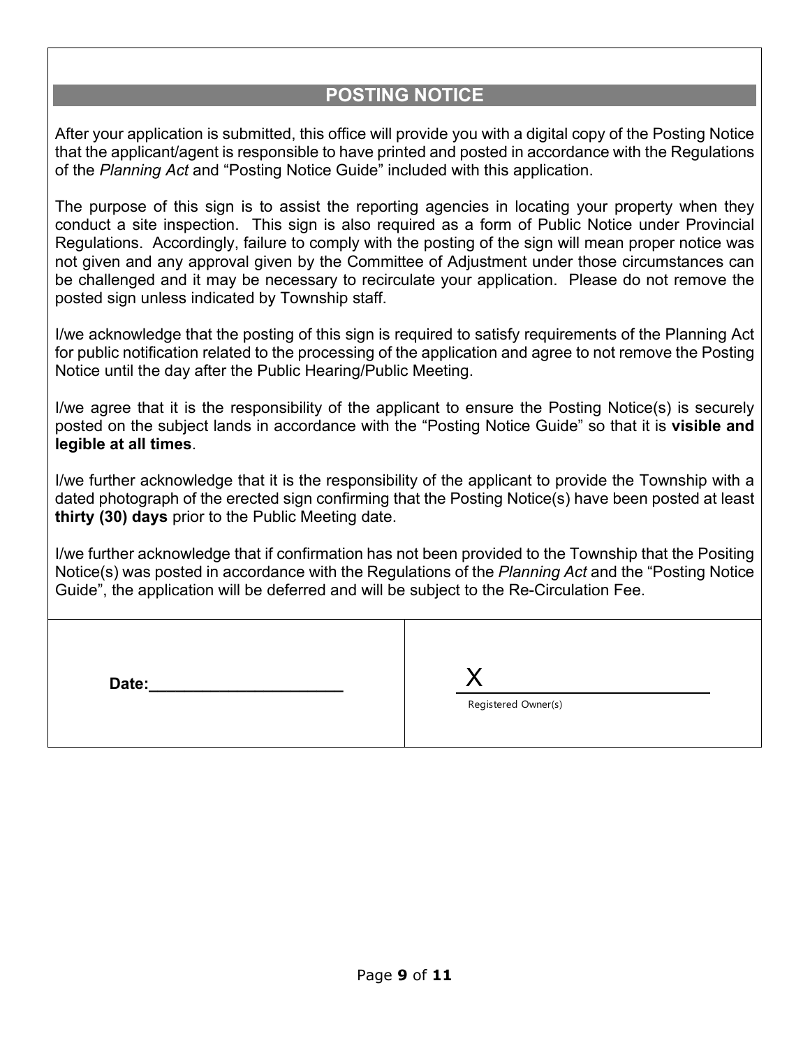## POSTING NOTICE

After your application is submitted, this office will provide you with a digital copy of the Posting Notice that the applicant/agent is responsible to have printed and posted in accordance with the Regulations of the *Planning Act* and "Posting Notice Guide" included with this application.

The purpose of this sign is to assist the reporting agencies in locating your property when they conduct a site inspection. This sign is also required as a form of Public Notice under Provincial Regulations. Accordingly, failure to comply with the posting of the sign will mean proper notice was not given and any approval given by the Committee of Adjustment under those circumstances can be challenged and it may be necessary to recirculate your application. Please do not remove the posted sign unless indicated by Township staff.

I/we acknowledge that the posting of this sign is required to satisfy requirements of the Planning Act for public notification related to the processing of the application and agree to not remove the Posting Notice until the day after the Public Hearing/Public Meeting.

I/we agree that it is the responsibility of the applicant to ensure the Posting Notice(s) is securely posted on the subject lands in accordance with the "Posting Notice Guide" so that it is **visible and legible at all times**.

I/we further acknowledge that it is the responsibility of the applicant to provide the Township with a dated photograph of the erected sign confirming that the Posting Notice(s) have been posted at least **thirty (30) days** prior to the Public Meeting date.

I/we further acknowledge that if confirmation has not been provided to the Township that the Positing Notice(s) was posted in accordance with the Regulations of the *Planning Act* and the "Posting Notice Guide", the application will be deferred and will be subject to the Re-Circulation Fee.

| **Date:**______________________ | X ______________________ Registered Owner(s) |
|---|---|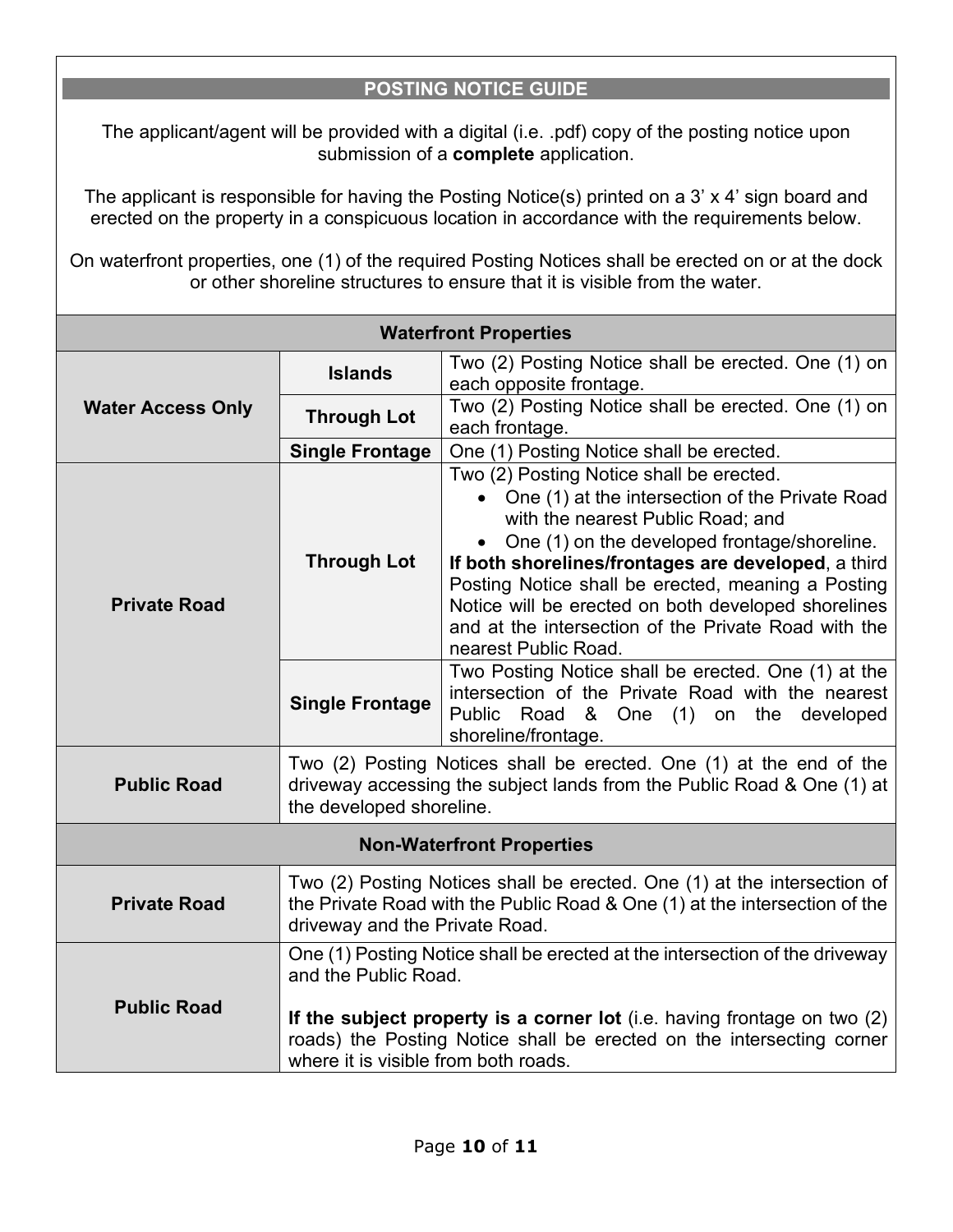## POSTING NOTICE GUIDE

The applicant/agent will be provided with a digital (i.e. .pdf) copy of the posting notice upon submission of a **complete** application.

The applicant is responsible for having the Posting Notice(s) printed on a 3' x 4' sign board and erected on the property in a conspicuous location in accordance with the requirements below.

On waterfront properties, one (1) of the required Posting Notices shall be erected on or at the dock or other shoreline structures to ensure that it is visible from the water.

| **Waterfront Properties** | | |
|---|---|---|
| **Water Access Only** | **Islands** | Two (2) Posting Notice shall be erected. One (1) on each opposite frontage. |
| | **Through Lot** | Two (2) Posting Notice shall be erected. One (1) on each frontage. |
| | **Single Frontage** | One (1) Posting Notice shall be erected. |
| **Private Road** | **Through Lot** | Two (2) Posting Notice shall be erected.<br>• One (1) at the intersection of the Private Road with the nearest Public Road; and<br>• One (1) on the developed frontage/shoreline.<br>**If both shorelines/frontages are developed**, a third Posting Notice shall be erected, meaning a Posting Notice will be erected on both developed shorelines and at the intersection of the Private Road with the nearest Public Road. |
| | **Single Frontage** | Two Posting Notice shall be erected. One (1) at the intersection of the Private Road with the nearest Public Road & One (1) on the developed shoreline/frontage. |
| **Public Road** | Two (2) Posting Notices shall be erected. One (1) at the end of the driveway accessing the subject lands from the Public Road & One (1) at the developed shoreline. | |
| **Non-Waterfront Properties** | | |
| **Private Road** | Two (2) Posting Notices shall be erected. One (1) at the intersection of the Private Road with the Public Road & One (1) at the intersection of the driveway and the Private Road. | |
| **Public Road** | One (1) Posting Notice shall be erected at the intersection of the driveway and the Public Road.<br><br>**If the subject property is a corner lot** (i.e. having frontage on two (2) roads) the Posting Notice shall be erected on the intersecting corner where it is visible from both roads. | |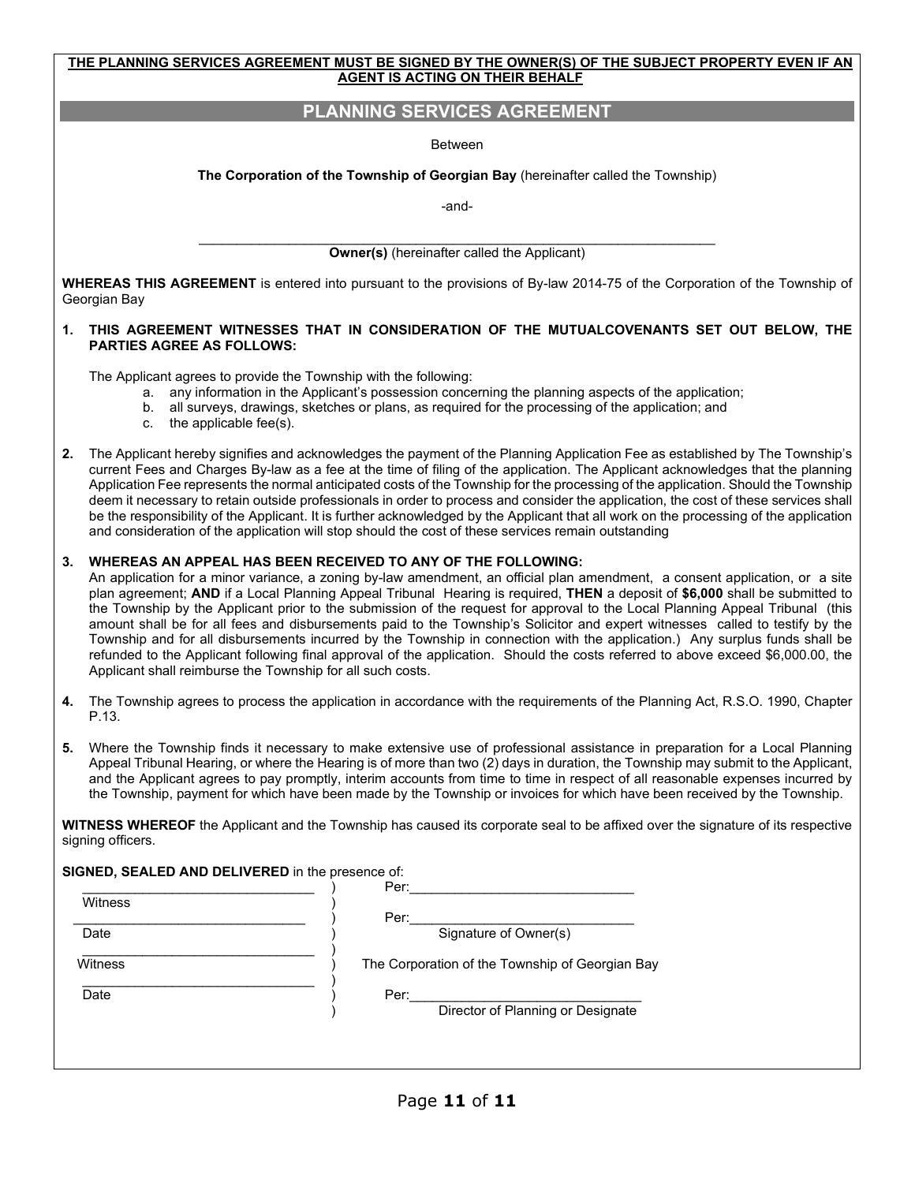**THE PLANNING SERVICES AGREEMENT MUST BE SIGNED BY THE OWNER(S) OF THE SUBJECT PROPERTY EVEN IF AN AGENT IS ACTING ON THEIR BEHALF**

## PLANNING SERVICES AGREEMENT

Between

**The Corporation of the Township of Georgian Bay** (hereinafter called the Township)

-and-

\_\_\_\_\_\_\_\_\_\_\_\_\_\_\_\_\_\_\_\_\_\_\_\_\_\_\_\_\_\_\_\_\_\_\_\_\_\_\_\_\_\_\_\_\_\_\_\_\_\_\_\_\_\_\_\_\_\_\_\_\_\_\_\_\_\_\_\_\_\_
**Owner(s)** (hereinafter called the Applicant)

**WHEREAS THIS AGREEMENT** is entered into pursuant to the provisions of By-law 2014-75 of the Corporation of the Township of Georgian Bay

**1. THIS AGREEMENT WITNESSES THAT IN CONSIDERATION OF THE MUTUALCOVENANTS SET OUT BELOW, THE PARTIES AGREE AS FOLLOWS:**

The Applicant agrees to provide the Township with the following:

a. any information in the Applicant's possession concerning the planning aspects of the application;
b. all surveys, drawings, sketches or plans, as required for the processing of the application; and
c. the applicable fee(s).

**2.** The Applicant hereby signifies and acknowledges the payment of the Planning Application Fee as established by The Township's current Fees and Charges By-law as a fee at the time of filing of the application. The Applicant acknowledges that the planning Application Fee represents the normal anticipated costs of the Township for the processing of the application. Should the Township deem it necessary to retain outside professionals in order to process and consider the application, the cost of these services shall be the responsibility of the Applicant. It is further acknowledged by the Applicant that all work on the processing of the application and consideration of the application will stop should the cost of these services remain outstanding

**3. WHEREAS AN APPEAL HAS BEEN RECEIVED TO ANY OF THE FOLLOWING:**
An application for a minor variance, a zoning by-law amendment, an official plan amendment, a consent application, or a site plan agreement; **AND** if a Local Planning Appeal Tribunal Hearing is required, **THEN** a deposit of **$6,000** shall be submitted to the Township by the Applicant prior to the submission of the request for approval to the Local Planning Appeal Tribunal (this amount shall be for all fees and disbursements paid to the Township's Solicitor and expert witnesses called to testify by the Township and for all disbursements incurred by the Township in connection with the application.) Any surplus funds shall be refunded to the Applicant following final approval of the application. Should the costs referred to above exceed $6,000.00, the Applicant shall reimburse the Township for all such costs.

**4.** The Township agrees to process the application in accordance with the requirements of the Planning Act, R.S.O. 1990, Chapter P.13.

**5.** Where the Township finds it necessary to make extensive use of professional assistance in preparation for a Local Planning Appeal Tribunal Hearing, or where the Hearing is of more than two (2) days in duration, the Township may submit to the Applicant, and the Applicant agrees to pay promptly, interim accounts from time to time in respect of all reasonable expenses incurred by the Township, payment for which have been made by the Township or invoices for which have been received by the Township.

**WITNESS WHEREOF** the Applicant and the Township has caused its corporate seal to be affixed over the signature of its respective signing officers.

**SIGNED, SEALED AND DELIVERED** in the presence of:

| | | |
|---|---|---|
| \_\_\_\_\_\_\_\_\_\_\_\_\_\_\_\_\_\_\_\_ Witness | ) | Per:\_\_\_\_\_\_\_\_\_\_\_\_\_\_\_\_\_\_\_\_ |
| \_\_\_\_\_\_\_\_\_\_\_\_\_\_\_\_\_\_\_\_ Date | ) | Per:\_\_\_\_\_\_\_\_\_\_\_\_\_\_\_\_\_\_\_\_ Signature of Owner(s) |
| \_\_\_\_\_\_\_\_\_\_\_\_\_\_\_\_\_\_\_\_ Witness | ) | The Corporation of the Township of Georgian Bay |
| \_\_\_\_\_\_\_\_\_\_\_\_\_\_\_\_\_\_\_\_ Date | ) | Per:\_\_\_\_\_\_\_\_\_\_\_\_\_\_\_\_\_\_\_\_ Director of Planning or Designate |